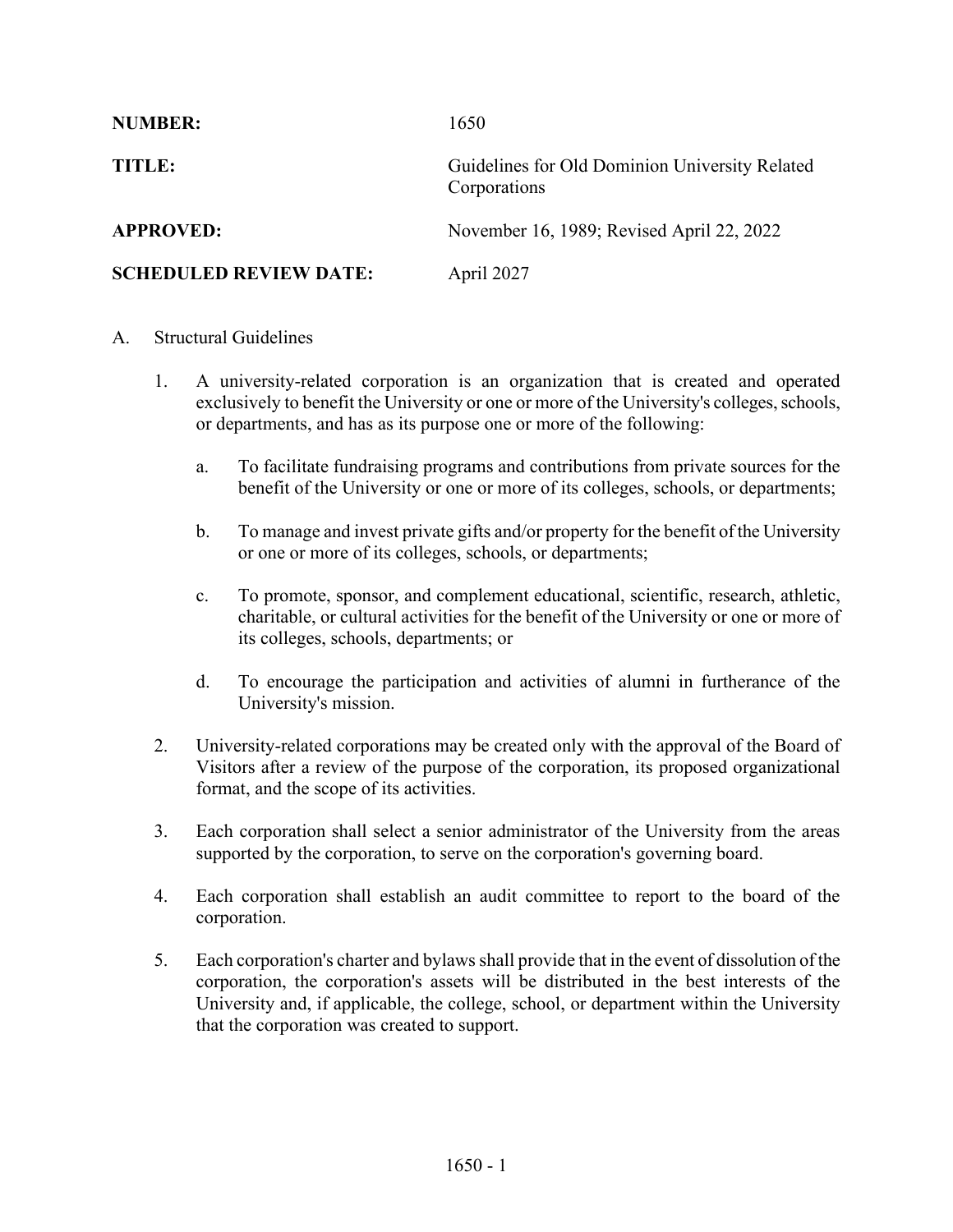**NUMBER:** 1650

**TITLE:** Guidelines for Old Dominion University Related Corporations

**APPROVED:** November 16, 1989; Revised April 22, 2022

**SCHEDULED REVIEW DATE:** April 2027

A. Structural Guidelines

1. A university-related corporation is an organization that is created and operated exclusively to benefit the University or one or more of the University's colleges, schools, or departments, and has as its purpose one or more of the following:

   a. To facilitate fundraising programs and contributions from private sources for the benefit of the University or one or more of its colleges, schools, or departments;

   b. To manage and invest private gifts and/or property for the benefit of the University or one or more of its colleges, schools, or departments;

   c. To promote, sponsor, and complement educational, scientific, research, athletic, charitable, or cultural activities for the benefit of the University or one or more of its colleges, schools, departments; or

   d. To encourage the participation and activities of alumni in furtherance of the University's mission.

2. University-related corporations may be created only with the approval of the Board of Visitors after a review of the purpose of the corporation, its proposed organizational format, and the scope of its activities.

3. Each corporation shall select a senior administrator of the University from the areas supported by the corporation, to serve on the corporation's governing board.

4. Each corporation shall establish an audit committee to report to the board of the corporation.

5. Each corporation's charter and bylaws shall provide that in the event of dissolution of the corporation, the corporation's assets will be distributed in the best interests of the University and, if applicable, the college, school, or department within the University that the corporation was created to support.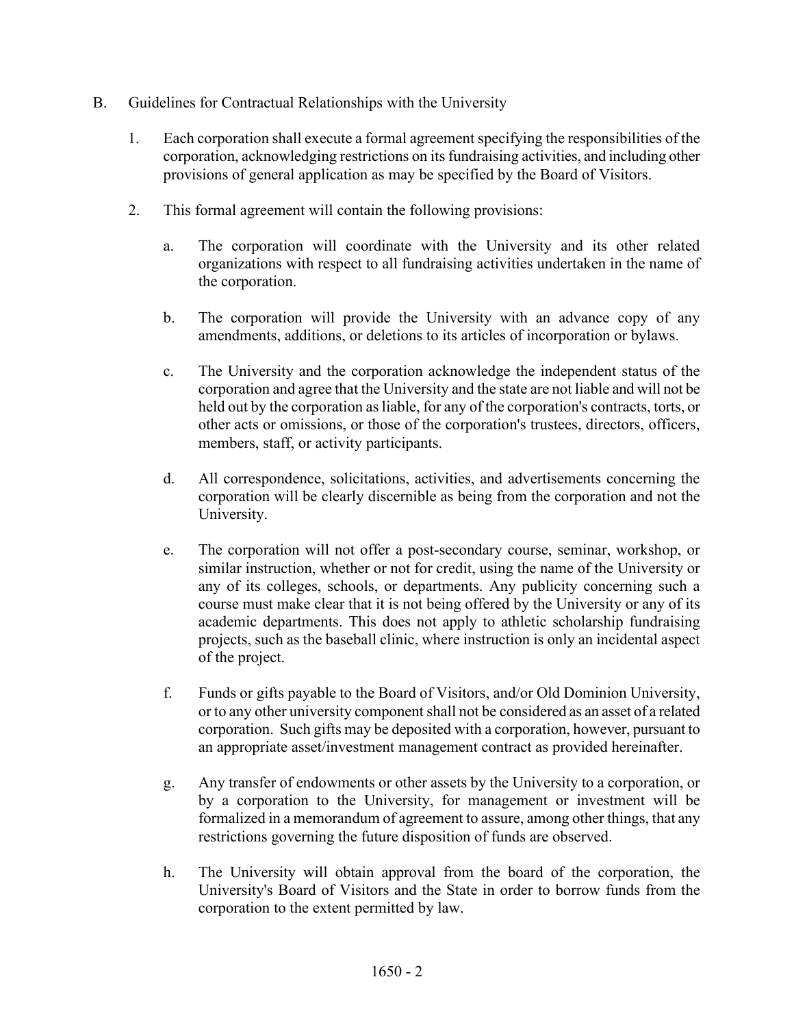B. Guidelines for Contractual Relationships with the University

1. Each corporation shall execute a formal agreement specifying the responsibilities of the corporation, acknowledging restrictions on its fundraising activities, and including other provisions of general application as may be specified by the Board of Visitors.

2. This formal agreement will contain the following provisions:

   a. The corporation will coordinate with the University and its other related organizations with respect to all fundraising activities undertaken in the name of the corporation.

   b. The corporation will provide the University with an advance copy of any amendments, additions, or deletions to its articles of incorporation or bylaws.

   c. The University and the corporation acknowledge the independent status of the corporation and agree that the University and the state are not liable and will not be held out by the corporation as liable, for any of the corporation's contracts, torts, or other acts or omissions, or those of the corporation's trustees, directors, officers, members, staff, or activity participants.

   d. All correspondence, solicitations, activities, and advertisements concerning the corporation will be clearly discernible as being from the corporation and not the University.

   e. The corporation will not offer a post-secondary course, seminar, workshop, or similar instruction, whether or not for credit, using the name of the University or any of its colleges, schools, or departments. Any publicity concerning such a course must make clear that it is not being offered by the University or any of its academic departments. This does not apply to athletic scholarship fundraising projects, such as the baseball clinic, where instruction is only an incidental aspect of the project.

   f. Funds or gifts payable to the Board of Visitors, and/or Old Dominion University, or to any other university component shall not be considered as an asset of a related corporation. Such gifts may be deposited with a corporation, however, pursuant to an appropriate asset/investment management contract as provided hereinafter.

   g. Any transfer of endowments or other assets by the University to a corporation, or by a corporation to the University, for management or investment will be formalized in a memorandum of agreement to assure, among other things, that any restrictions governing the future disposition of funds are observed.

   h. The University will obtain approval from the board of the corporation, the University's Board of Visitors and the State in order to borrow funds from the corporation to the extent permitted by law.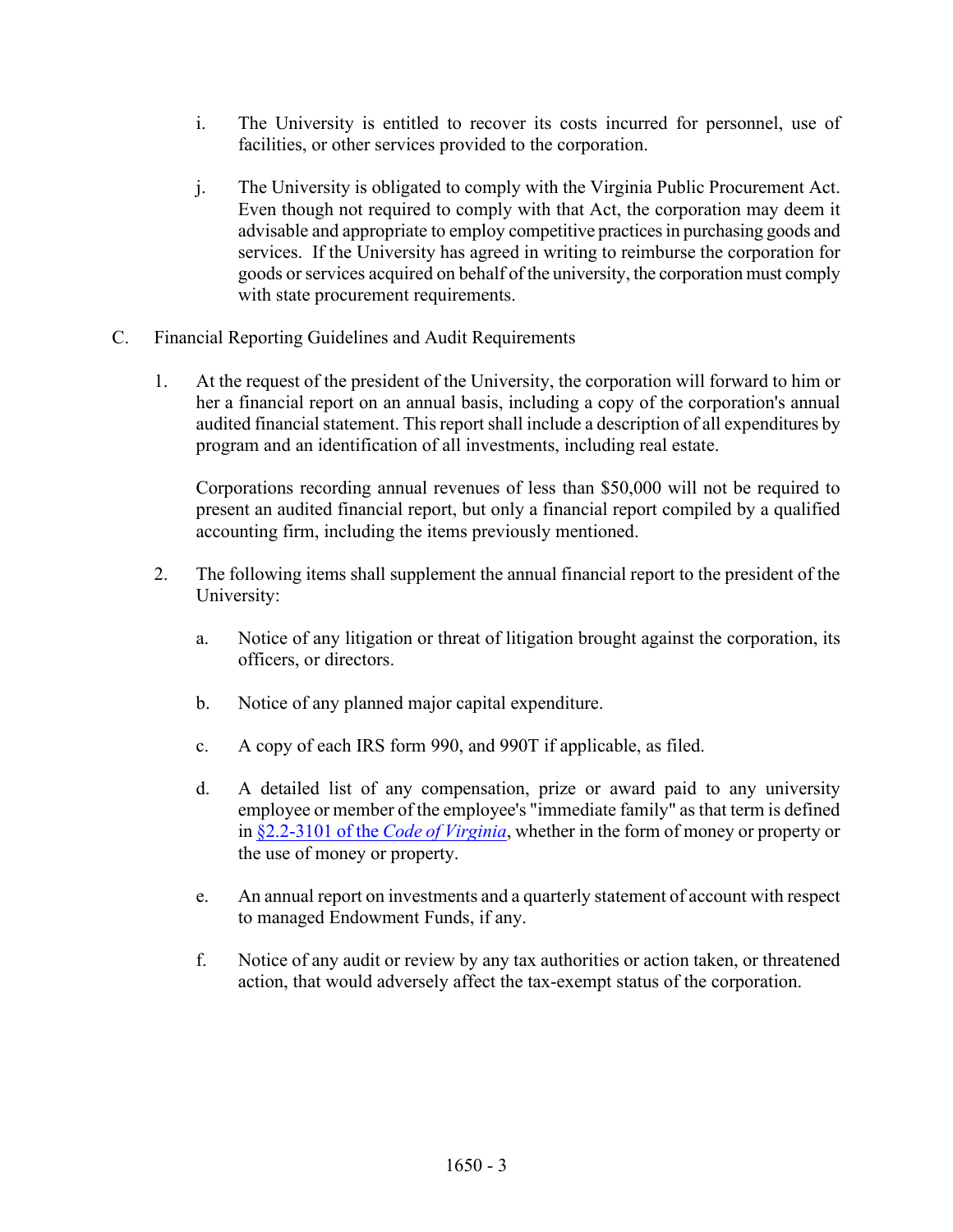i. The University is entitled to recover its costs incurred for personnel, use of facilities, or other services provided to the corporation.

j. The University is obligated to comply with the Virginia Public Procurement Act. Even though not required to comply with that Act, the corporation may deem it advisable and appropriate to employ competitive practices in purchasing goods and services. If the University has agreed in writing to reimburse the corporation for goods or services acquired on behalf of the university, the corporation must comply with state procurement requirements.

C. Financial Reporting Guidelines and Audit Requirements

1. At the request of the president of the University, the corporation will forward to him or her a financial report on an annual basis, including a copy of the corporation's annual audited financial statement. This report shall include a description of all expenditures by program and an identification of all investments, including real estate.

   Corporations recording annual revenues of less than $50,000 will not be required to present an audited financial report, but only a financial report compiled by a qualified accounting firm, including the items previously mentioned.

2. The following items shall supplement the annual financial report to the president of the University:

   a. Notice of any litigation or threat of litigation brought against the corporation, its officers, or directors.

   b. Notice of any planned major capital expenditure.

   c. A copy of each IRS form 990, and 990T if applicable, as filed.

   d. A detailed list of any compensation, prize or award paid to any university employee or member of the employee's "immediate family" as that term is defined in §2.2-3101 of the *Code of Virginia*, whether in the form of money or property or the use of money or property.

   e. An annual report on investments and a quarterly statement of account with respect to managed Endowment Funds, if any.

   f. Notice of any audit or review by any tax authorities or action taken, or threatened action, that would adversely affect the tax-exempt status of the corporation.